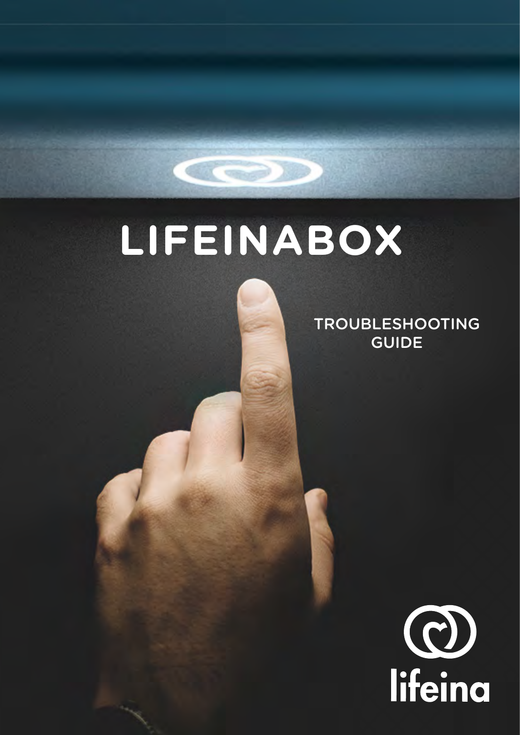# LIFEINABOX

## TROUBLESHOOTING GUIDE

lifeina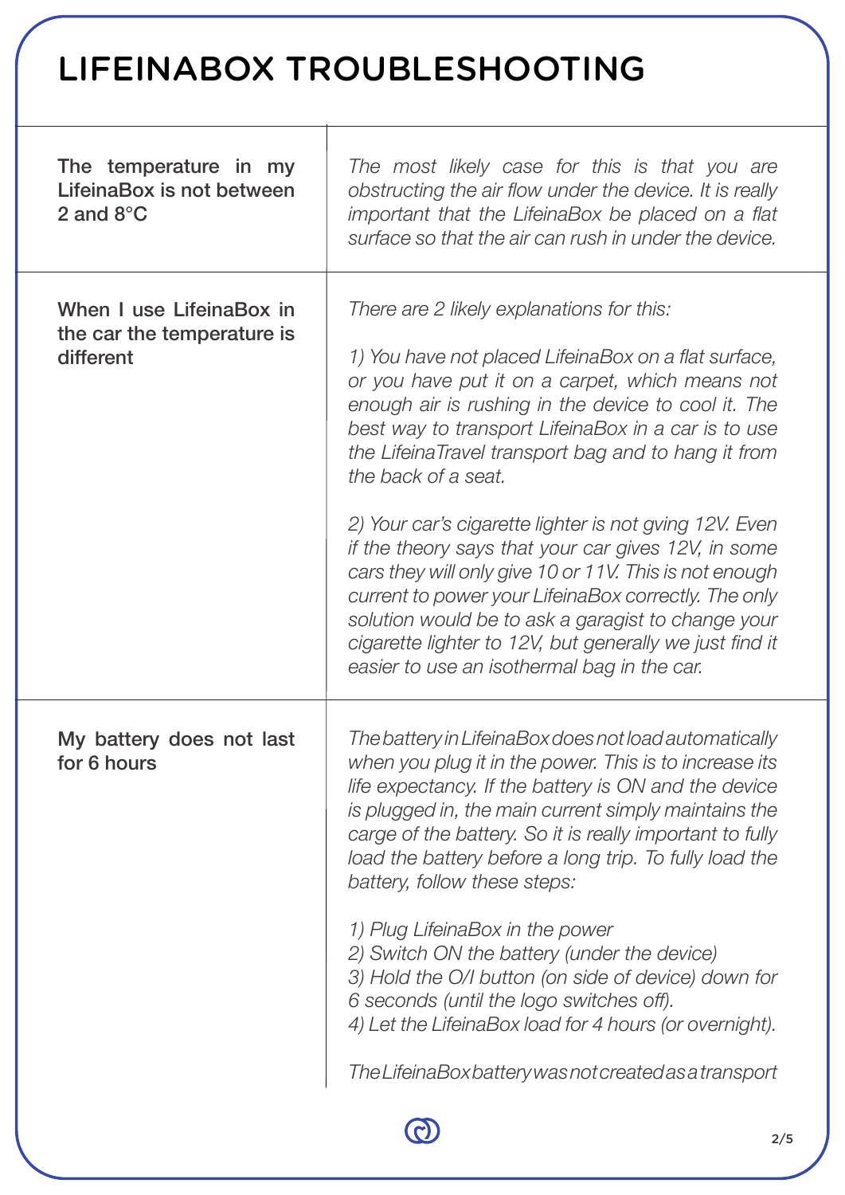# LIFEINABOX TROUBLESHOOTING

| | |
|---|---|
| **The temperature in my LifeinaBox is not between 2 and 8°C** | *The most likely case for this is that you are obstructing the air flow under the device. It is really important that the LifeinaBox be placed on a flat surface so that the air can rush in under the device.* |
| **When I use LifeinaBox in the car the temperature is different** | *There are 2 likely explanations for this:*<br><br>*1) You have not placed LifeinaBox on a flat surface, or you have put it on a carpet, which means not enough air is rushing in the device to cool it. The best way to transport LifeinaBox in a car is to use the LifeinaTravel transport bag and to hang it from the back of a seat.*<br><br>*2) Your car's cigarette lighter is not gving 12V. Even if the theory says that your car gives 12V, in some cars they will only give 10 or 11V. This is not enough current to power your LifeinaBox correctly. The only solution would be to ask a garagist to change your cigarette lighter to 12V, but generally we just find it easier to use an isothermal bag in the car.* |
| **My battery does not last for 6 hours** | *The battery in LifeinaBox does not load automatically when you plug it in the power. This is to increase its life expectancy. If the battery is ON and the device is plugged in, the main current simply maintains the carge of the battery. So it is really important to fully load the battery before a long trip. To fully load the battery, follow these steps:*<br><br>*1) Plug LifeinaBox in the power*<br>*2) Switch ON the battery (under the device)*<br>*3) Hold the O/I button (on side of device) down for 6 seconds (until the logo switches off).*<br>*4) Let the LifeinaBox load for 4 hours (or overnight).*<br><br>*The LifeinaBox battery was not created as a transport* |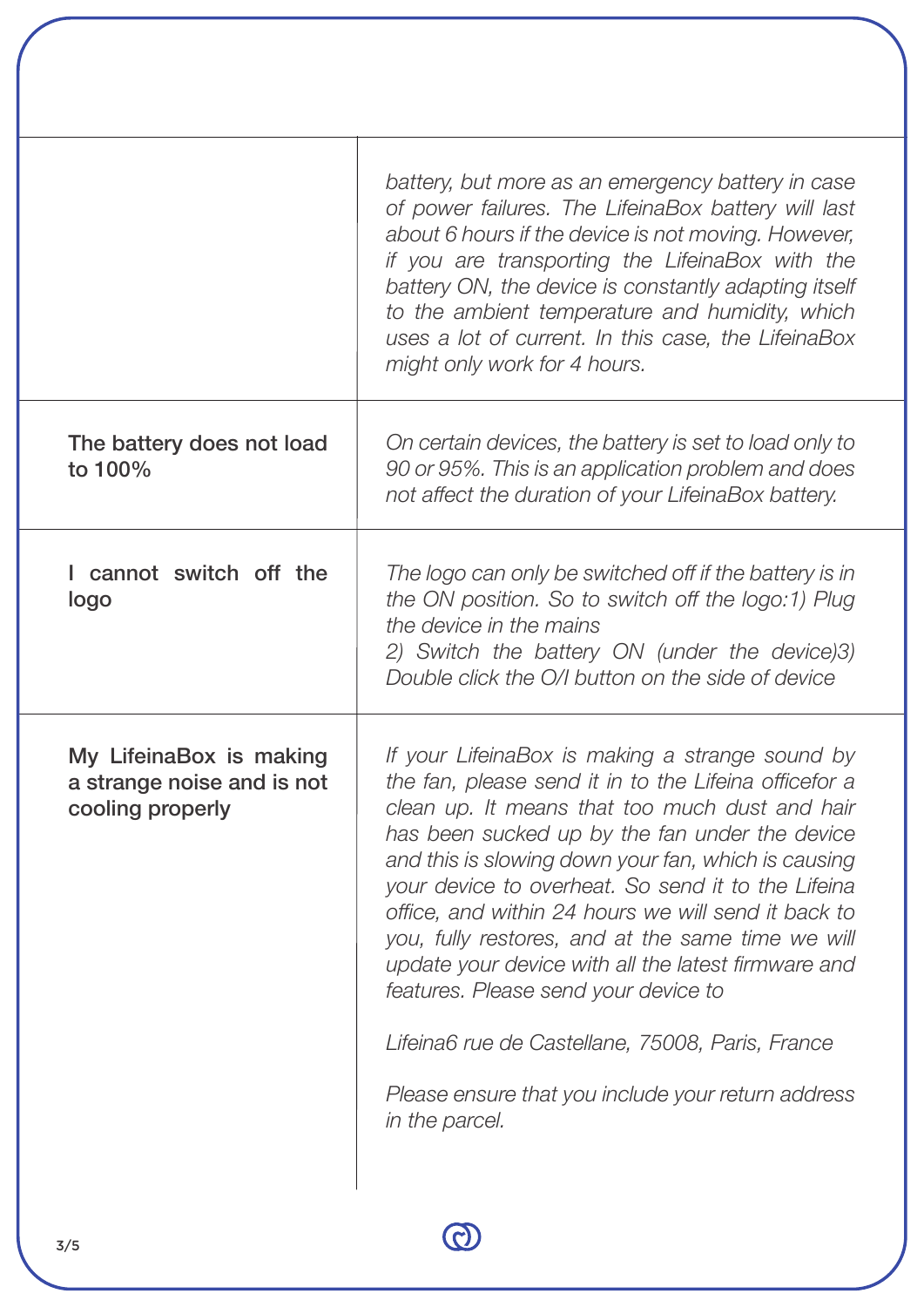| | |
|---|---|
| | *battery, but more as an emergency battery in case of power failures. The LifeinaBox battery will last about 6 hours if the device is not moving. However, if you are transporting the LifeinaBox with the battery ON, the device is constantly adapting itself to the ambient temperature and humidity, which uses a lot of current. In this case, the LifeinaBox might only work for 4 hours.* |
| **The battery does not load to 100%** | *On certain devices, the battery is set to load only to 90 or 95%. This is an application problem and does not affect the duration of your LifeinaBox battery.* |
| **I cannot switch off the logo** | *The logo can only be switched off if the battery is in the ON position. So to switch off the logo:1) Plug the device in the mains<br>2) Switch the battery ON (under the device)3) Double click the O/I button on the side of device* |
| **My LifeinaBox is making a strange noise and is not cooling properly** | *If your LifeinaBox is making a strange sound by the fan, please send it in to the Lifeina officefor a clean up. It means that too much dust and hair has been sucked up by the fan under the device and this is slowing down your fan, which is causing your device to overheat. So send it to the Lifeina office, and within 24 hours we will send it back to you, fully restores, and at the same time we will update your device with all the latest firmware and features. Please send your device to<br><br>Lifeina6 rue de Castellane, 75008, Paris, France<br><br>Please ensure that you include your return address in the parcel.* |